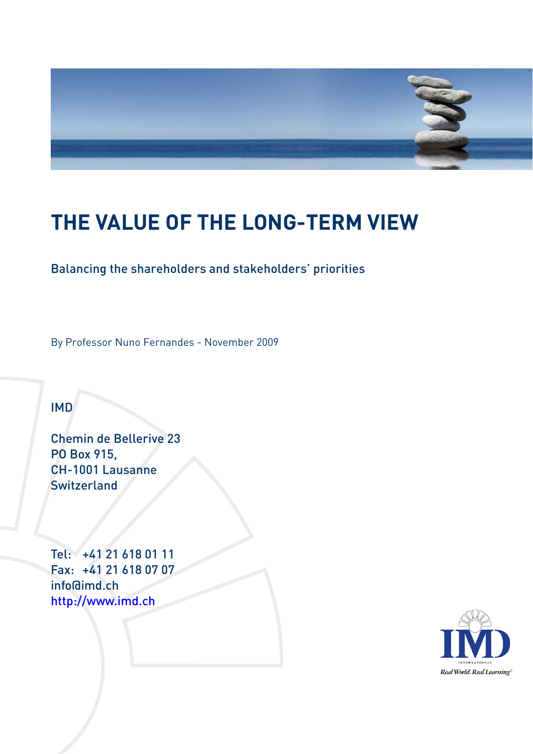# THE VALUE OF THE LONG-TERM VIEW

Balancing the shareholders and stakeholders' priorities

By Professor Nuno Fernandes - November 2009

IMD

Chemin de Bellerive 23
PO Box 915,
CH-1001 Lausanne
Switzerland

Tel: +41 21 618 01 11
Fax: +41 21 618 07 07
info@imd.ch
http://www.imd.ch

IMD INTERNATIONAL
Real World. Real Learning®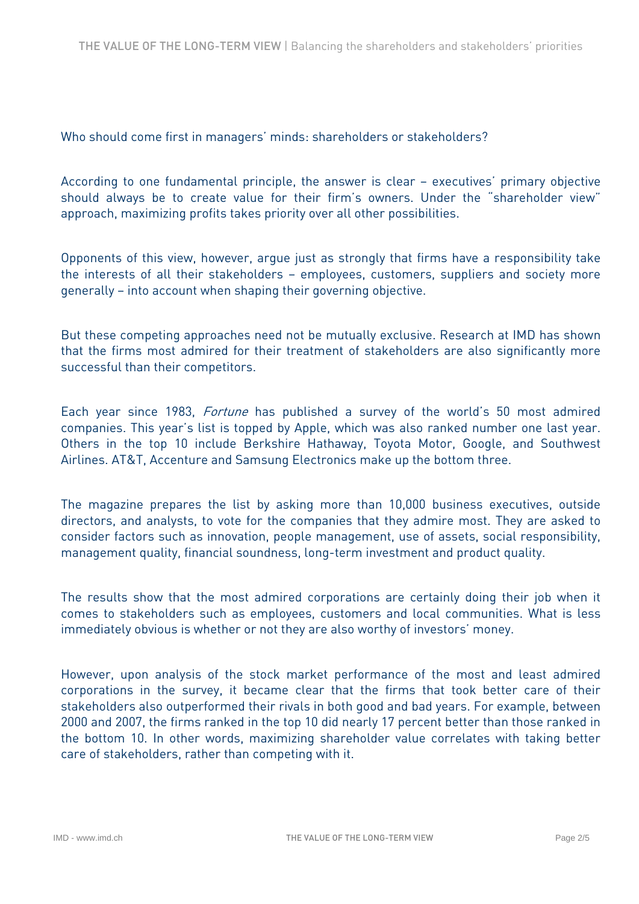Who should come first in managers' minds: shareholders or stakeholders?

According to one fundamental principle, the answer is clear – executives' primary objective should always be to create value for their firm's owners. Under the "shareholder view" approach, maximizing profits takes priority over all other possibilities.

Opponents of this view, however, argue just as strongly that firms have a responsibility take the interests of all their stakeholders – employees, customers, suppliers and society more generally – into account when shaping their governing objective.

But these competing approaches need not be mutually exclusive. Research at IMD has shown that the firms most admired for their treatment of stakeholders are also significantly more successful than their competitors.

Each year since 1983, *Fortune* has published a survey of the world's 50 most admired companies. This year's list is topped by Apple, which was also ranked number one last year. Others in the top 10 include Berkshire Hathaway, Toyota Motor, Google, and Southwest Airlines. AT&T, Accenture and Samsung Electronics make up the bottom three.

The magazine prepares the list by asking more than 10,000 business executives, outside directors, and analysts, to vote for the companies that they admire most. They are asked to consider factors such as innovation, people management, use of assets, social responsibility, management quality, financial soundness, long-term investment and product quality.

The results show that the most admired corporations are certainly doing their job when it comes to stakeholders such as employees, customers and local communities. What is less immediately obvious is whether or not they are also worthy of investors' money.

However, upon analysis of the stock market performance of the most and least admired corporations in the survey, it became clear that the firms that took better care of their stakeholders also outperformed their rivals in both good and bad years. For example, between 2000 and 2007, the firms ranked in the top 10 did nearly 17 percent better than those ranked in the bottom 10. In other words, maximizing shareholder value correlates with taking better care of stakeholders, rather than competing with it.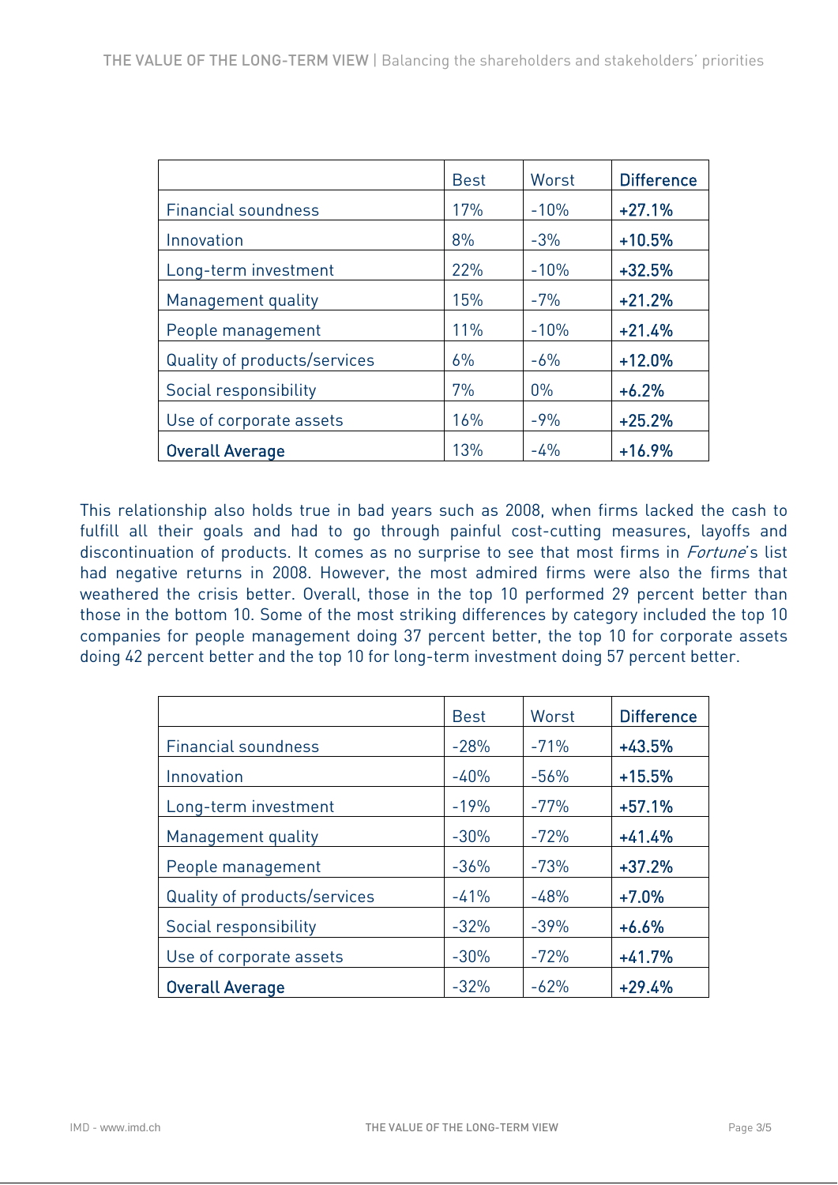| | Best | Worst | **Difference** |
|---|---|---|---|
| Financial soundness | 17% | -10% | **+27.1%** |
| Innovation | 8% | -3% | **+10.5%** |
| Long-term investment | 22% | -10% | **+32.5%** |
| Management quality | 15% | -7% | **+21.2%** |
| People management | 11% | -10% | **+21.4%** |
| Quality of products/services | 6% | -6% | **+12.0%** |
| Social responsibility | 7% | 0% | **+6.2%** |
| Use of corporate assets | 16% | -9% | **+25.2%** |
| **Overall Average** | 13% | -4% | **+16.9%** |

This relationship also holds true in bad years such as 2008, when firms lacked the cash to fulfill all their goals and had to go through painful cost-cutting measures, layoffs and discontinuation of products. It comes as no surprise to see that most firms in *Fortune*'s list had negative returns in 2008. However, the most admired firms were also the firms that weathered the crisis better. Overall, those in the top 10 performed 29 percent better than those in the bottom 10. Some of the most striking differences by category included the top 10 companies for people management doing 37 percent better, the top 10 for corporate assets doing 42 percent better and the top 10 for long-term investment doing 57 percent better.

| | Best | Worst | **Difference** |
|---|---|---|---|
| Financial soundness | -28% | -71% | **+43.5%** |
| Innovation | -40% | -56% | **+15.5%** |
| Long-term investment | -19% | -77% | **+57.1%** |
| Management quality | -30% | -72% | **+41.4%** |
| People management | -36% | -73% | **+37.2%** |
| Quality of products/services | -41% | -48% | **+7.0%** |
| Social responsibility | -32% | -39% | **+6.6%** |
| Use of corporate assets | -30% | -72% | **+41.7%** |
| **Overall Average** | -32% | -62% | **+29.4%** |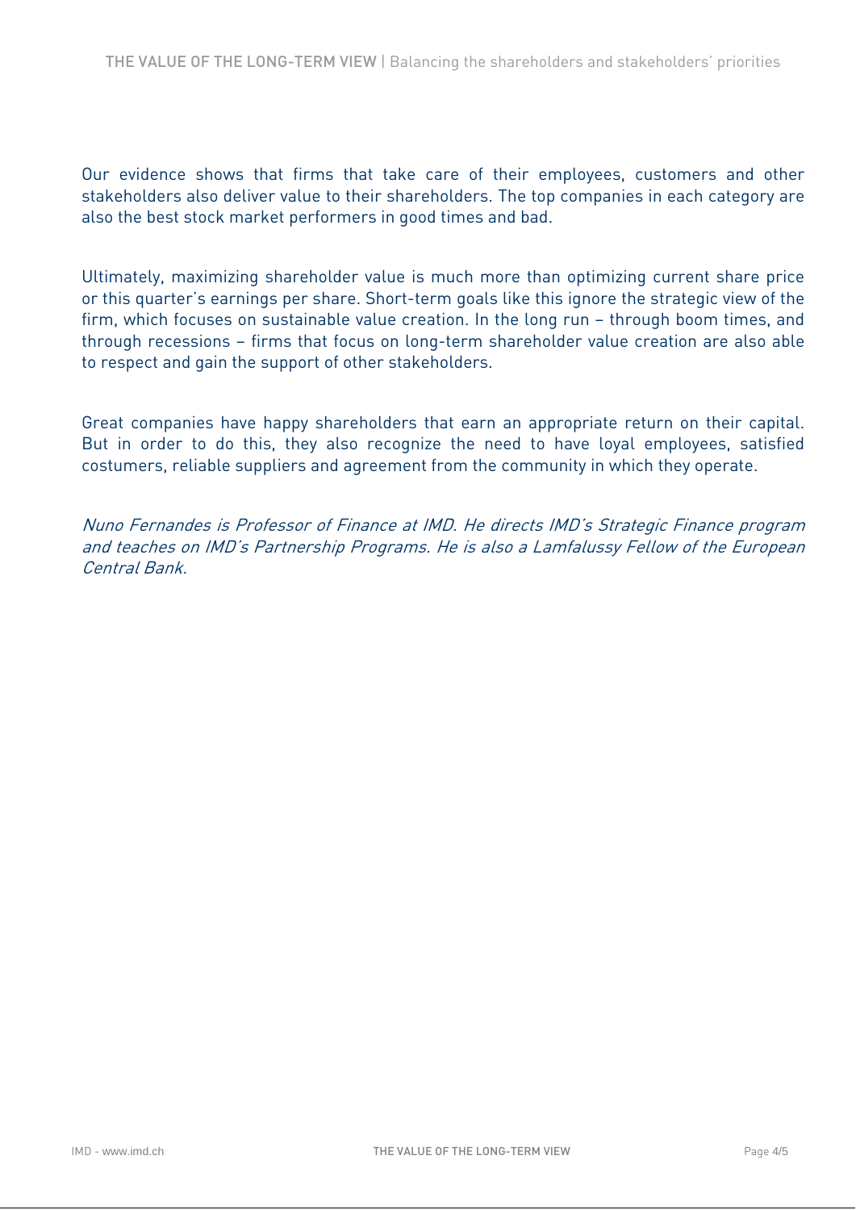Our evidence shows that firms that take care of their employees, customers and other stakeholders also deliver value to their shareholders. The top companies in each category are also the best stock market performers in good times and bad.

Ultimately, maximizing shareholder value is much more than optimizing current share price or this quarter's earnings per share. Short-term goals like this ignore the strategic view of the firm, which focuses on sustainable value creation. In the long run – through boom times, and through recessions – firms that focus on long-term shareholder value creation are also able to respect and gain the support of other stakeholders.

Great companies have happy shareholders that earn an appropriate return on their capital. But in order to do this, they also recognize the need to have loyal employees, satisfied costumers, reliable suppliers and agreement from the community in which they operate.

*Nuno Fernandes is Professor of Finance at IMD. He directs IMD's Strategic Finance program and teaches on IMD's Partnership Programs. He is also a Lamfalussy Fellow of the European Central Bank.*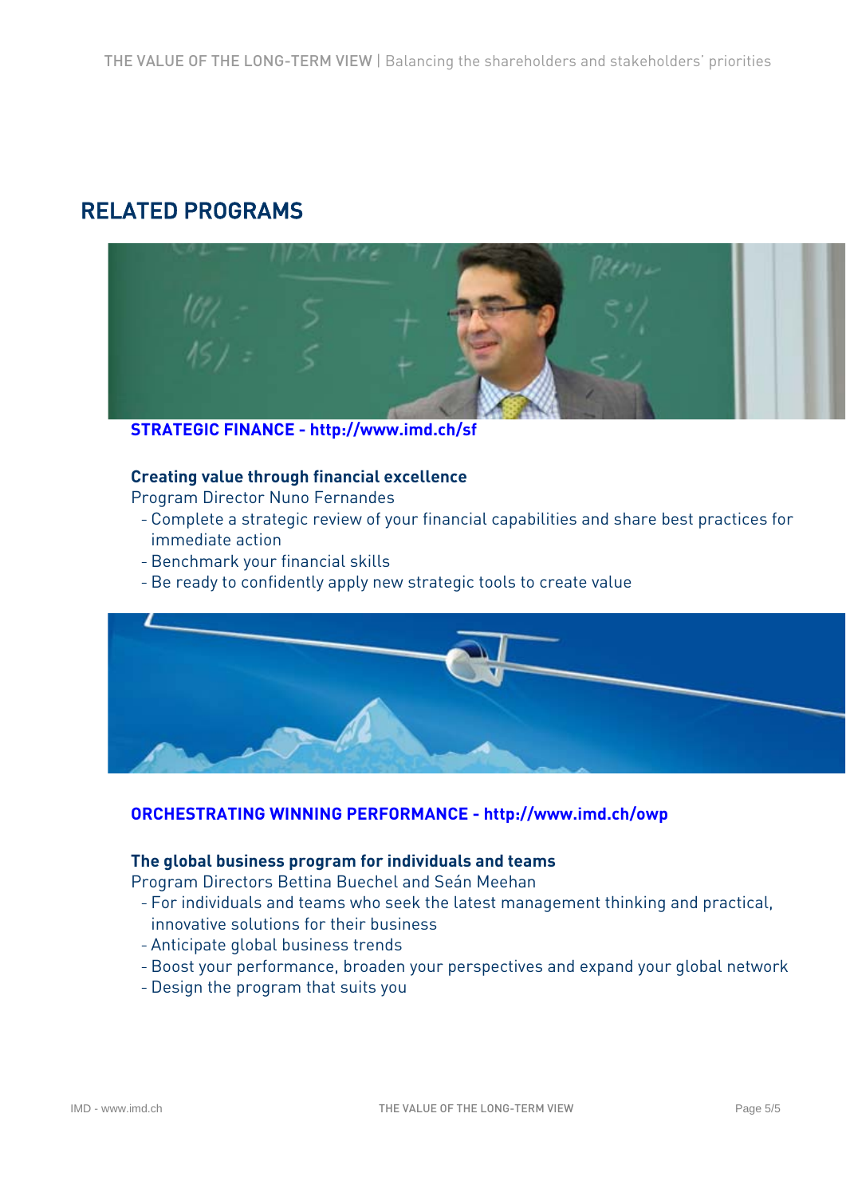## RELATED PROGRAMS

**STRATEGIC FINANCE - http://www.imd.ch/sf**

**Creating value through financial excellence**

Program Director Nuno Fernandes

- Complete a strategic review of your financial capabilities and share best practices for immediate action
- Benchmark your financial skills
- Be ready to confidently apply new strategic tools to create value

**ORCHESTRATING WINNING PERFORMANCE - http://www.imd.ch/owp**

**The global business program for individuals and teams**

Program Directors Bettina Buechel and Seán Meehan

- For individuals and teams who seek the latest management thinking and practical, innovative solutions for their business
- Anticipate global business trends
- Boost your performance, broaden your perspectives and expand your global network
- Design the program that suits you